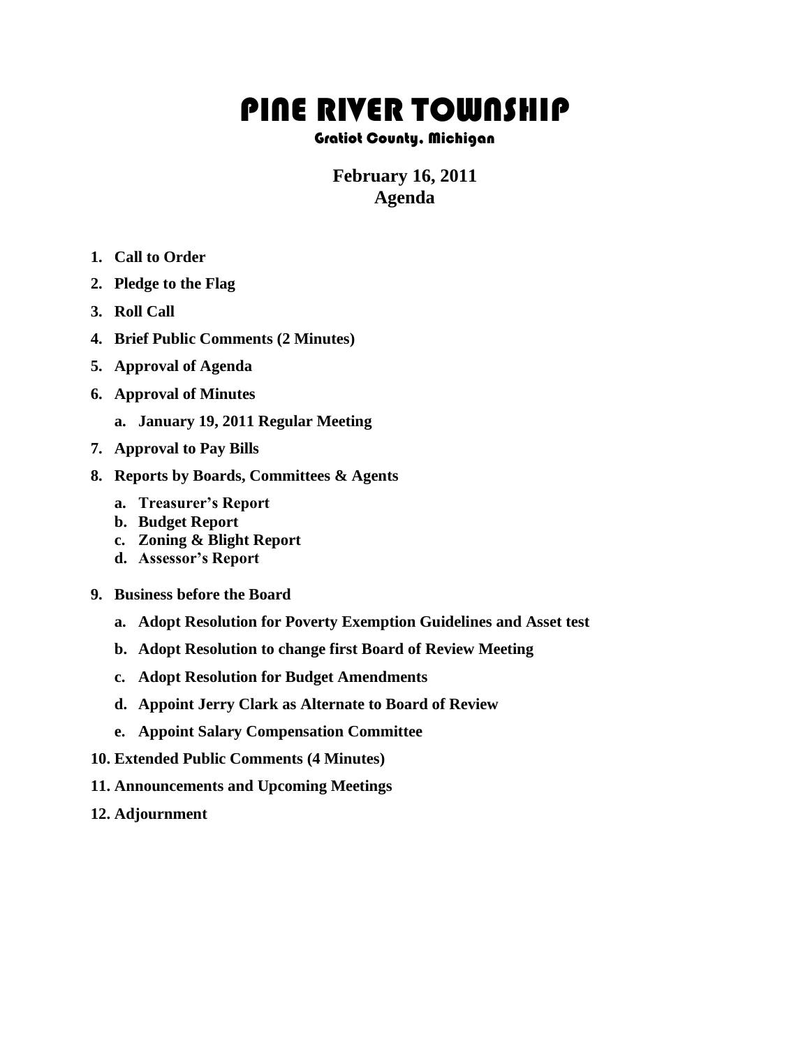# PINE RIVER TOWNSHIP

### Gratiot County, Michigan

## February 16, 2011
## Agenda

1. **Call to Order**
2. **Pledge to the Flag**
3. **Roll Call**
4. **Brief Public Comments (2 Minutes)**
5. **Approval of Agenda**
6. **Approval of Minutes**
   a. **January 19, 2011 Regular Meeting**
7. **Approval to Pay Bills**
8. **Reports by Boards, Committees & Agents**
   a. **Treasurer's Report**
   b. **Budget Report**
   c. **Zoning & Blight Report**
   d. **Assessor's Report**
9. **Business before the Board**
   a. **Adopt Resolution for Poverty Exemption Guidelines and Asset test**
   b. **Adopt Resolution to change first Board of Review Meeting**
   c. **Adopt Resolution for Budget Amendments**
   d. **Appoint Jerry Clark as Alternate to Board of Review**
   e. **Appoint Salary Compensation Committee**
10. **Extended Public Comments (4 Minutes)**
11. **Announcements and Upcoming Meetings**
12. **Adjournment**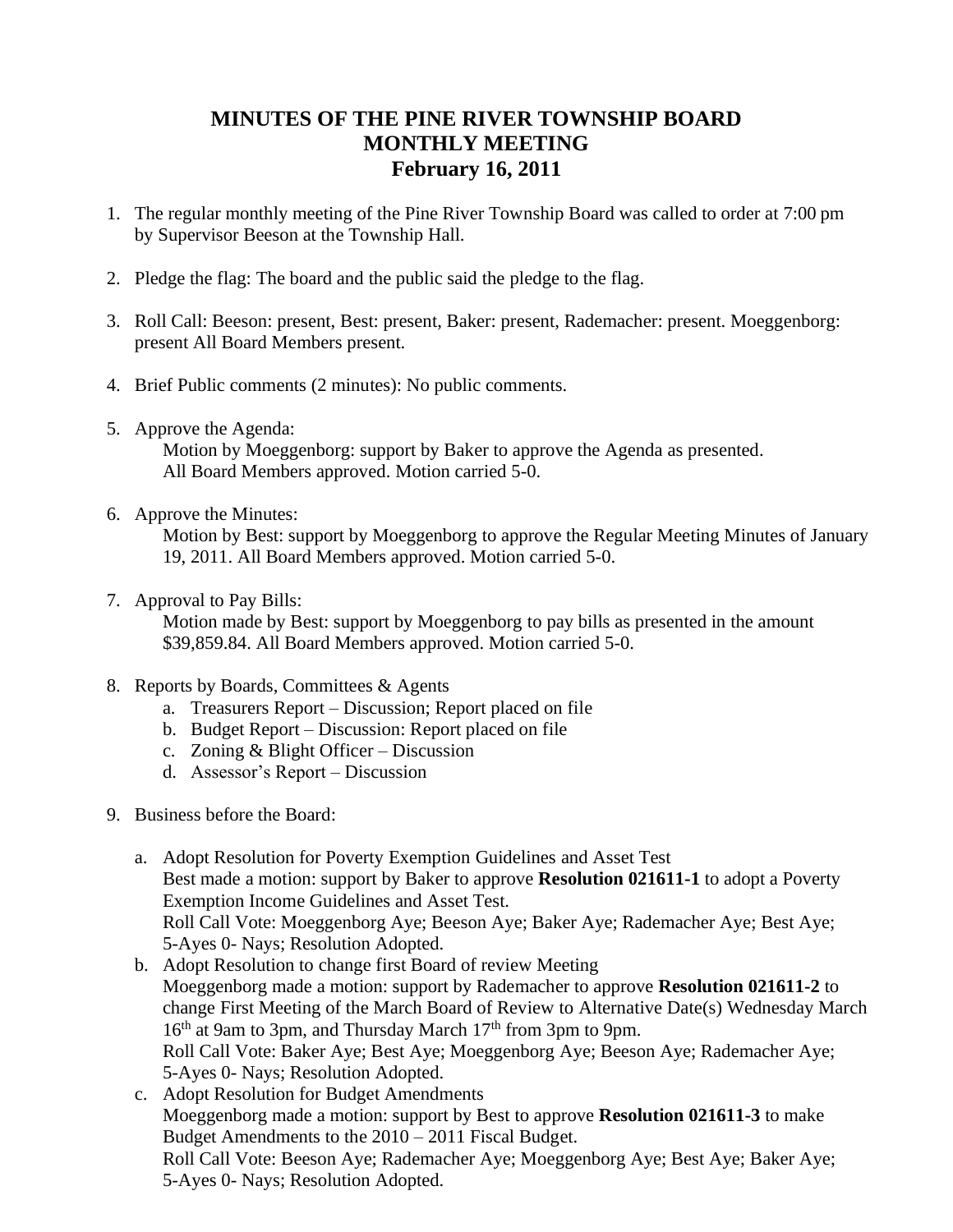# MINUTES OF THE PINE RIVER TOWNSHIP BOARD
# MONTHLY MEETING
# February 16, 2011

1. The regular monthly meeting of the Pine River Township Board was called to order at 7:00 pm by Supervisor Beeson at the Township Hall.

2. Pledge the flag: The board and the public said the pledge to the flag.

3. Roll Call: Beeson: present, Best: present, Baker: present, Rademacher: present. Moeggenborg: present All Board Members present.

4. Brief Public comments (2 minutes): No public comments.

5. Approve the Agenda:
   Motion by Moeggenborg: support by Baker to approve the Agenda as presented. All Board Members approved. Motion carried 5-0.

6. Approve the Minutes:
   Motion by Best: support by Moeggenborg to approve the Regular Meeting Minutes of January 19, 2011. All Board Members approved. Motion carried 5-0.

7. Approval to Pay Bills:
   Motion made by Best: support by Moeggenborg to pay bills as presented in the amount $39,859.84. All Board Members approved. Motion carried 5-0.

8. Reports by Boards, Committees & Agents
   a. Treasurers Report – Discussion; Report placed on file
   b. Budget Report – Discussion: Report placed on file
   c. Zoning & Blight Officer – Discussion
   d. Assessor's Report – Discussion

9. Business before the Board:

   a. Adopt Resolution for Poverty Exemption Guidelines and Asset Test
      Best made a motion: support by Baker to approve **Resolution 021611-1** to adopt a Poverty Exemption Income Guidelines and Asset Test.
      Roll Call Vote: Moeggenborg Aye; Beeson Aye; Baker Aye; Rademacher Aye; Best Aye; 5-Ayes 0- Nays; Resolution Adopted.
   b. Adopt Resolution to change first Board of review Meeting
      Moeggenborg made a motion: support by Rademacher to approve **Resolution 021611-2** to change First Meeting of the March Board of Review to Alternative Date(s) Wednesday March 16th at 9am to 3pm, and Thursday March 17th from 3pm to 9pm.
      Roll Call Vote: Baker Aye; Best Aye; Moeggenborg Aye; Beeson Aye; Rademacher Aye; 5-Ayes 0- Nays; Resolution Adopted.
   c. Adopt Resolution for Budget Amendments
      Moeggenborg made a motion: support by Best to approve **Resolution 021611-3** to make Budget Amendments to the 2010 – 2011 Fiscal Budget.
      Roll Call Vote: Beeson Aye; Rademacher Aye; Moeggenborg Aye; Best Aye; Baker Aye; 5-Ayes 0- Nays; Resolution Adopted.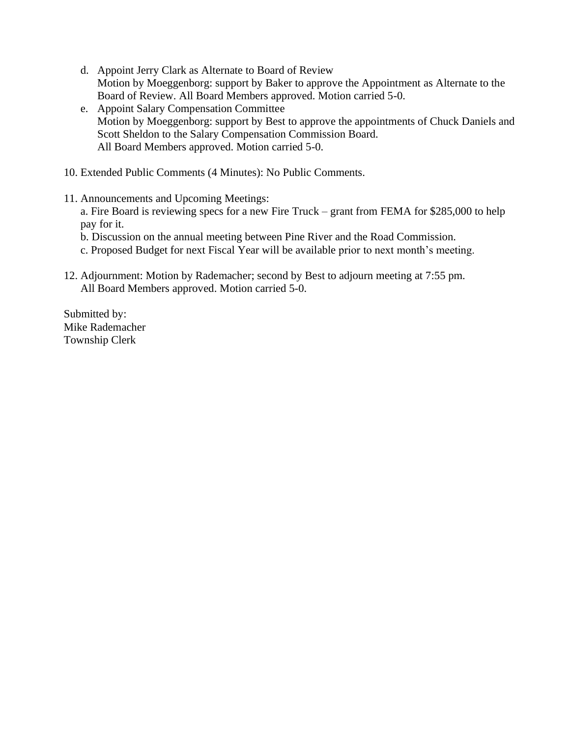d. Appoint Jerry Clark as Alternate to Board of Review
   Motion by Moeggenborg: support by Baker to approve the Appointment as Alternate to the Board of Review. All Board Members approved. Motion carried 5-0.
e. Appoint Salary Compensation Committee
   Motion by Moeggenborg: support by Best to approve the appointments of Chuck Daniels and Scott Sheldon to the Salary Compensation Commission Board.
   All Board Members approved. Motion carried 5-0.

10. Extended Public Comments (4 Minutes): No Public Comments.

11. Announcements and Upcoming Meetings:
    a. Fire Board is reviewing specs for a new Fire Truck – grant from FEMA for $285,000 to help pay for it.
    b. Discussion on the annual meeting between Pine River and the Road Commission.
    c. Proposed Budget for next Fiscal Year will be available prior to next month's meeting.

12. Adjournment: Motion by Rademacher; second by Best to adjourn meeting at 7:55 pm.
    All Board Members approved. Motion carried 5-0.

Submitted by:
Mike Rademacher
Township Clerk